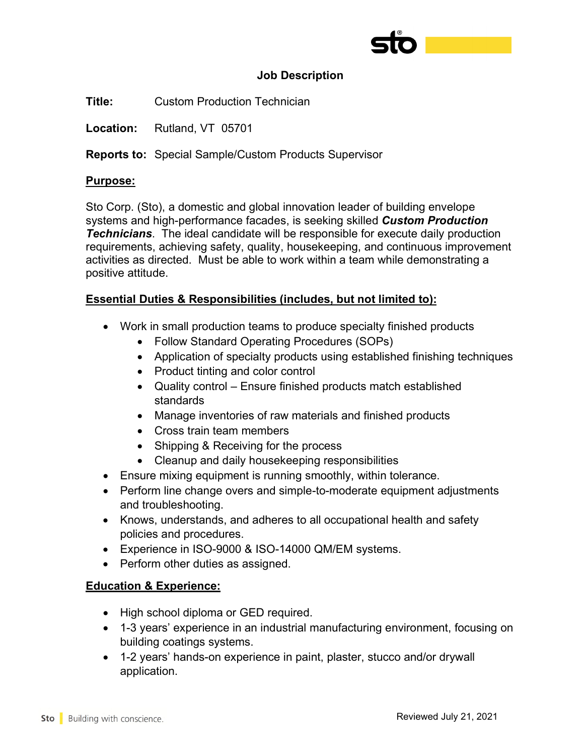# Job Description

**Title:** Custom Production Technician

**Location:** Rutland, VT 05701

**Reports to:** Special Sample/Custom Products Supervisor

## Purpose:

Sto Corp. (Sto), a domestic and global innovation leader of building envelope systems and high-performance facades, is seeking skilled ***Custom Production Technicians***. The ideal candidate will be responsible for execute daily production requirements, achieving safety, quality, housekeeping, and continuous improvement activities as directed. Must be able to work within a team while demonstrating a positive attitude.

## Essential Duties & Responsibilities (includes, but not limited to):

- Work in small production teams to produce specialty finished products
  - Follow Standard Operating Procedures (SOPs)
  - Application of specialty products using established finishing techniques
  - Product tinting and color control
  - Quality control – Ensure finished products match established standards
  - Manage inventories of raw materials and finished products
  - Cross train team members
  - Shipping & Receiving for the process
  - Cleanup and daily housekeeping responsibilities
- Ensure mixing equipment is running smoothly, within tolerance.
- Perform line change overs and simple-to-moderate equipment adjustments and troubleshooting.
- Knows, understands, and adheres to all occupational health and safety policies and procedures.
- Experience in ISO-9000 & ISO-14000 QM/EM systems.
- Perform other duties as assigned.

## Education & Experience:

- High school diploma or GED required.
- 1-3 years' experience in an industrial manufacturing environment, focusing on building coatings systems.
- 1-2 years' hands-on experience in paint, plaster, stucco and/or drywall application.

Reviewed July 21, 2021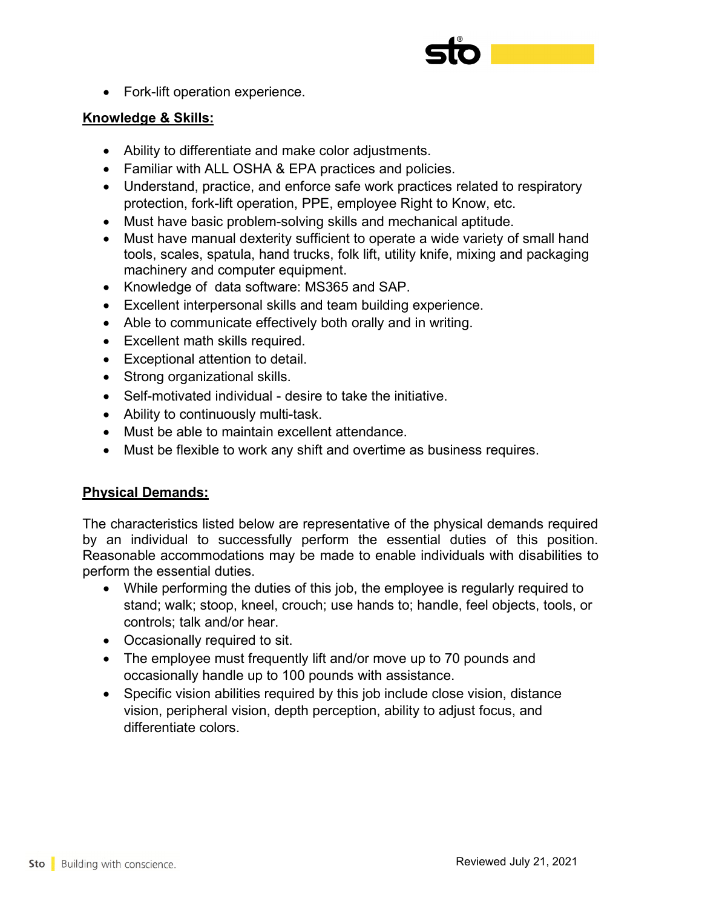- Fork-lift operation experience.

**Knowledge & Skills:**

- Ability to differentiate and make color adjustments.
- Familiar with ALL OSHA & EPA practices and policies.
- Understand, practice, and enforce safe work practices related to respiratory protection, fork-lift operation, PPE, employee Right to Know, etc.
- Must have basic problem-solving skills and mechanical aptitude.
- Must have manual dexterity sufficient to operate a wide variety of small hand tools, scales, spatula, hand trucks, folk lift, utility knife, mixing and packaging machinery and computer equipment.
- Knowledge of data software: MS365 and SAP.
- Excellent interpersonal skills and team building experience.
- Able to communicate effectively both orally and in writing.
- Excellent math skills required.
- Exceptional attention to detail.
- Strong organizational skills.
- Self-motivated individual - desire to take the initiative.
- Ability to continuously multi-task.
- Must be able to maintain excellent attendance.
- Must be flexible to work any shift and overtime as business requires.

**Physical Demands:**

The characteristics listed below are representative of the physical demands required by an individual to successfully perform the essential duties of this position. Reasonable accommodations may be made to enable individuals with disabilities to perform the essential duties.

- While performing the duties of this job, the employee is regularly required to stand; walk; stoop, kneel, crouch; use hands to; handle, feel objects, tools, or controls; talk and/or hear.
- Occasionally required to sit.
- The employee must frequently lift and/or move up to 70 pounds and occasionally handle up to 100 pounds with assistance.
- Specific vision abilities required by this job include close vision, distance vision, peripheral vision, depth perception, ability to adjust focus, and differentiate colors.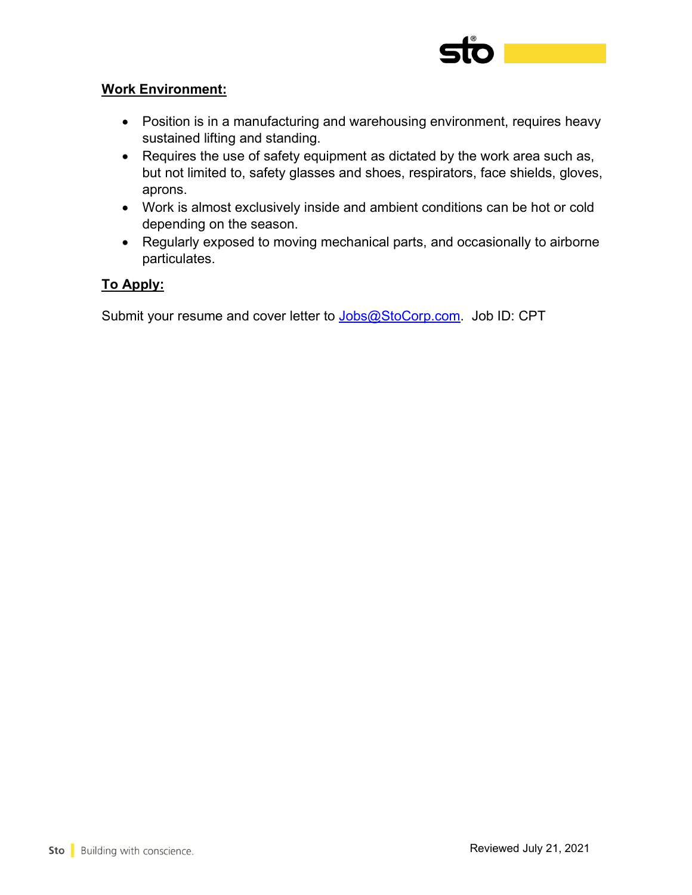**Work Environment:**

- Position is in a manufacturing and warehousing environment, requires heavy sustained lifting and standing.
- Requires the use of safety equipment as dictated by the work area such as, but not limited to, safety glasses and shoes, respirators, face shields, gloves, aprons.
- Work is almost exclusively inside and ambient conditions can be hot or cold depending on the season.
- Regularly exposed to moving mechanical parts, and occasionally to airborne particulates.

**To Apply:**

Submit your resume and cover letter to Jobs@StoCorp.com. Job ID: CPT

Reviewed July 21, 2021